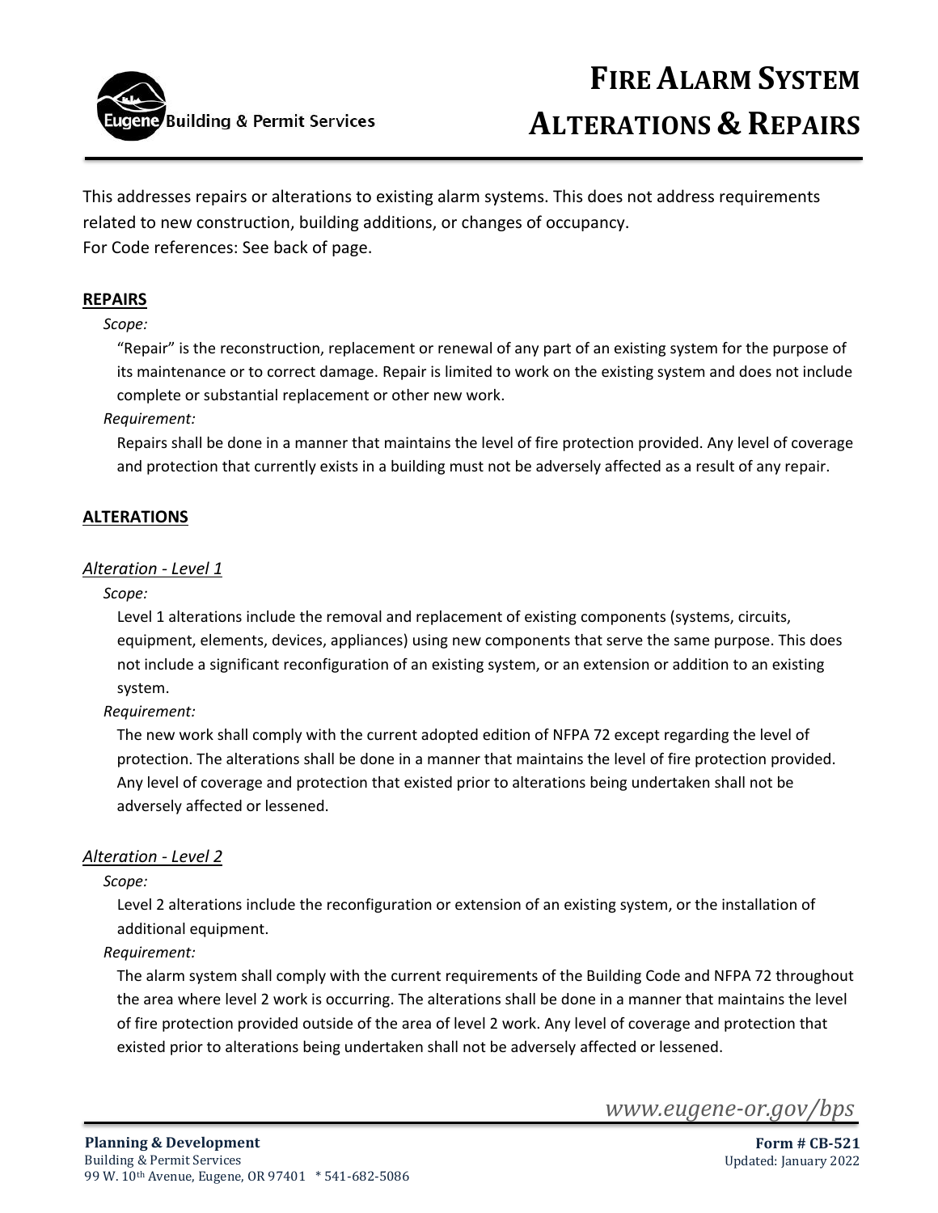# FIRE ALARM SYSTEM ALTERATIONS & REPAIRS

This addresses repairs or alterations to existing alarm systems. This does not address requirements related to new construction, building additions, or changes of occupancy.
For Code references: See back of page.

## REPAIRS

*Scope:*

"Repair" is the reconstruction, replacement or renewal of any part of an existing system for the purpose of its maintenance or to correct damage. Repair is limited to work on the existing system and does not include complete or substantial replacement or other new work.

*Requirement:*

Repairs shall be done in a manner that maintains the level of fire protection provided. Any level of coverage and protection that currently exists in a building must not be adversely affected as a result of any repair.

## ALTERATIONS

### *Alteration - Level 1*

*Scope:*

Level 1 alterations include the removal and replacement of existing components (systems, circuits, equipment, elements, devices, appliances) using new components that serve the same purpose. This does not include a significant reconfiguration of an existing system, or an extension or addition to an existing system.

*Requirement:*

The new work shall comply with the current adopted edition of NFPA 72 except regarding the level of protection. The alterations shall be done in a manner that maintains the level of fire protection provided. Any level of coverage and protection that existed prior to alterations being undertaken shall not be adversely affected or lessened.

### *Alteration - Level 2*

*Scope:*

Level 2 alterations include the reconfiguration or extension of an existing system, or the installation of additional equipment.

*Requirement:*

The alarm system shall comply with the current requirements of the Building Code and NFPA 72 throughout the area where level 2 work is occurring. The alterations shall be done in a manner that maintains the level of fire protection provided outside of the area of level 2 work. Any level of coverage and protection that existed prior to alterations being undertaken shall not be adversely affected or lessened.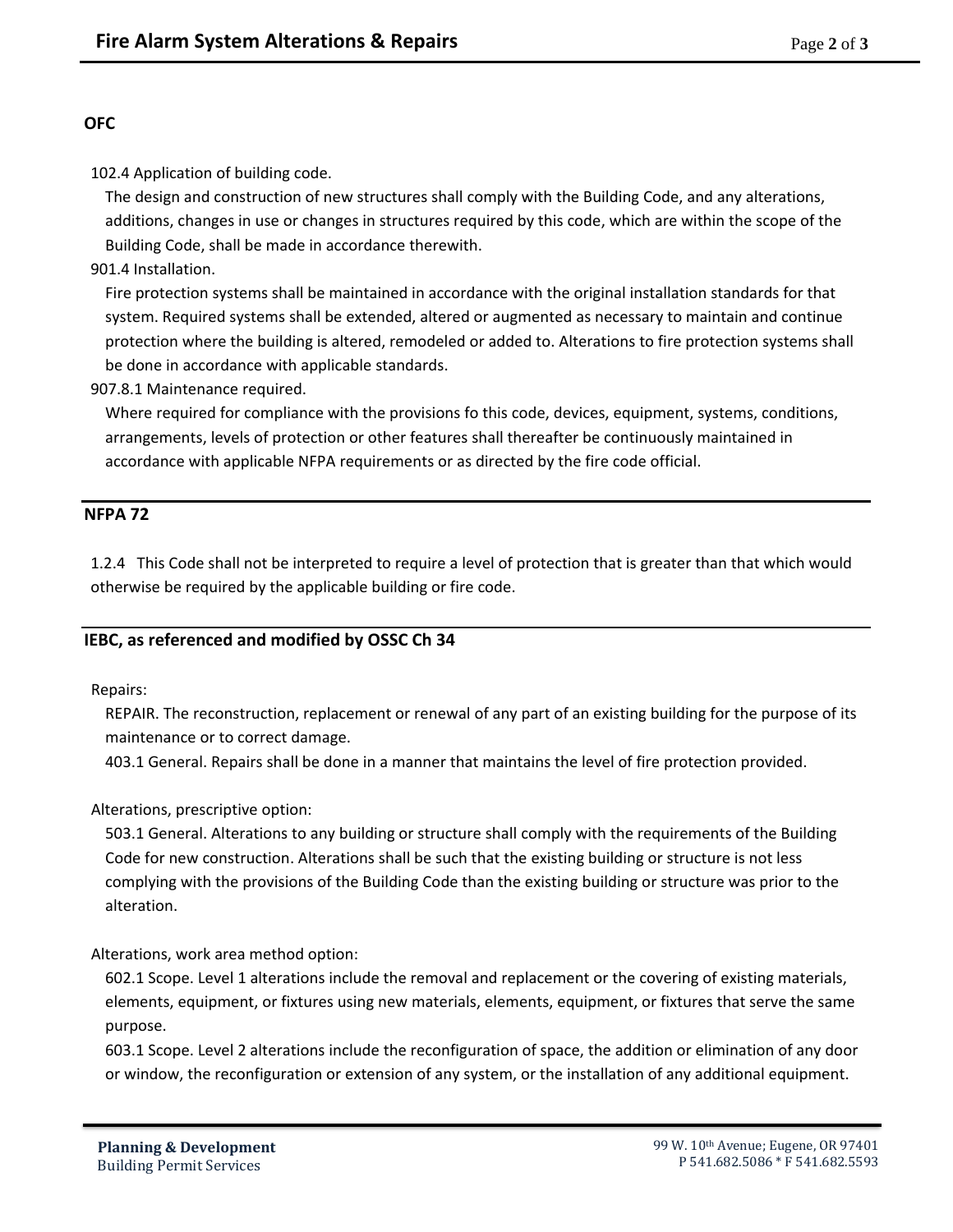## OFC

102.4 Application of building code.

The design and construction of new structures shall comply with the Building Code, and any alterations, additions, changes in use or changes in structures required by this code, which are within the scope of the Building Code, shall be made in accordance therewith.

901.4 Installation.

Fire protection systems shall be maintained in accordance with the original installation standards for that system. Required systems shall be extended, altered or augmented as necessary to maintain and continue protection where the building is altered, remodeled or added to. Alterations to fire protection systems shall be done in accordance with applicable standards.

907.8.1 Maintenance required.

Where required for compliance with the provisions fo this code, devices, equipment, systems, conditions, arrangements, levels of protection or other features shall thereafter be continuously maintained in accordance with applicable NFPA requirements or as directed by the fire code official.

## NFPA 72

1.2.4 This Code shall not be interpreted to require a level of protection that is greater than that which would otherwise be required by the applicable building or fire code.

## IEBC, as referenced and modified by OSSC Ch 34

Repairs:

REPAIR. The reconstruction, replacement or renewal of any part of an existing building for the purpose of its maintenance or to correct damage.

403.1 General. Repairs shall be done in a manner that maintains the level of fire protection provided.

Alterations, prescriptive option:

503.1 General. Alterations to any building or structure shall comply with the requirements of the Building Code for new construction. Alterations shall be such that the existing building or structure is not less complying with the provisions of the Building Code than the existing building or structure was prior to the alteration.

Alterations, work area method option:

602.1 Scope. Level 1 alterations include the removal and replacement or the covering of existing materials, elements, equipment, or fixtures using new materials, elements, equipment, or fixtures that serve the same purpose.

603.1 Scope. Level 2 alterations include the reconfiguration of space, the addition or elimination of any door or window, the reconfiguration or extension of any system, or the installation of any additional equipment.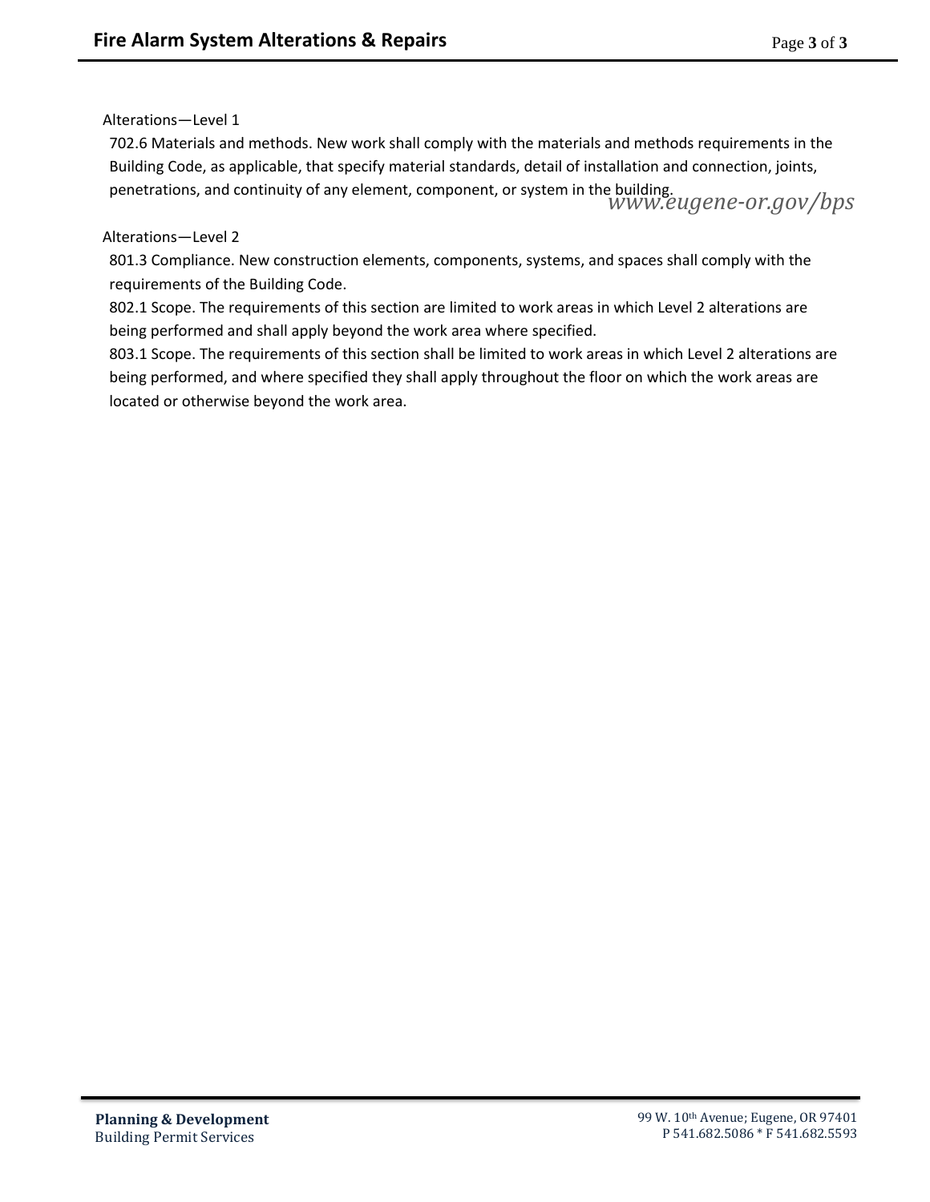Alterations—Level 1

702.6 Materials and methods. New work shall comply with the materials and methods requirements in the Building Code, as applicable, that specify material standards, detail of installation and connection, joints, penetrations, and continuity of any element, component, or system in the building.

Alterations—Level 2

801.3 Compliance. New construction elements, components, systems, and spaces shall comply with the requirements of the Building Code.

802.1 Scope. The requirements of this section are limited to work areas in which Level 2 alterations are being performed and shall apply beyond the work area where specified.

803.1 Scope. The requirements of this section shall be limited to work areas in which Level 2 alterations are being performed, and where specified they shall apply throughout the floor on which the work areas are located or otherwise beyond the work area.